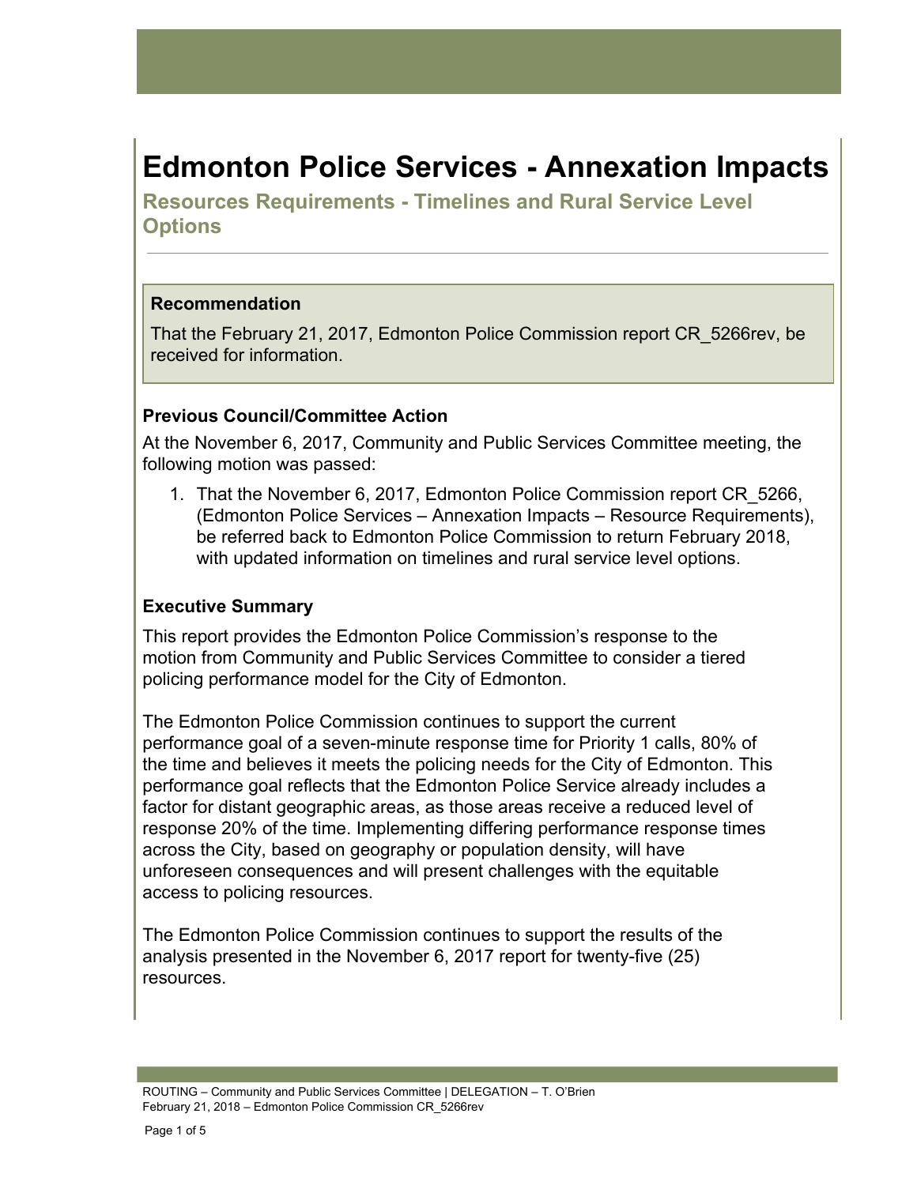# Edmonton Police Services - Annexation Impacts

## Resources Requirements - Timelines and Rural Service Level Options

### Recommendation

That the February 21, 2017, Edmonton Police Commission report CR_5266rev, be received for information.

### Previous Council/Committee Action

At the November 6, 2017, Community and Public Services Committee meeting, the following motion was passed:

1. That the November 6, 2017, Edmonton Police Commission report CR_5266, (Edmonton Police Services – Annexation Impacts – Resource Requirements), be referred back to Edmonton Police Commission to return February 2018, with updated information on timelines and rural service level options.

### Executive Summary

This report provides the Edmonton Police Commission's response to the motion from Community and Public Services Committee to consider a tiered policing performance model for the City of Edmonton.

The Edmonton Police Commission continues to support the current performance goal of a seven-minute response time for Priority 1 calls, 80% of the time and believes it meets the policing needs for the City of Edmonton. This performance goal reflects that the Edmonton Police Service already includes a factor for distant geographic areas, as those areas receive a reduced level of response 20% of the time. Implementing differing performance response times across the City, based on geography or population density, will have unforeseen consequences and will present challenges with the equitable access to policing resources.

The Edmonton Police Commission continues to support the results of the analysis presented in the November 6, 2017 report for twenty-five (25) resources.

ROUTING – Community and Public Services Committee | DELEGATION – T. O'Brien
February 21, 2018 – Edmonton Police Commission CR_5266rev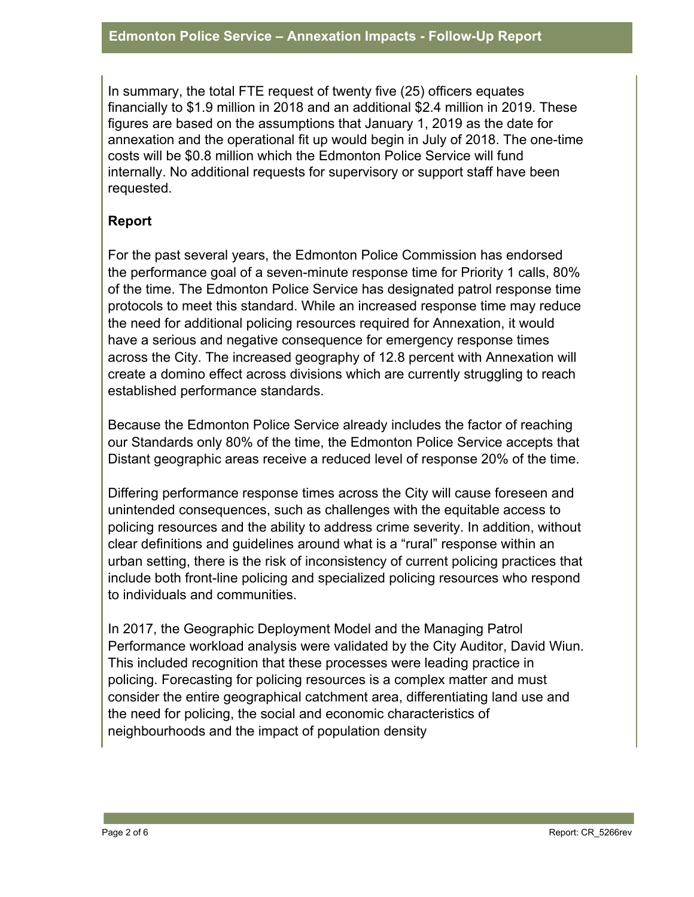In summary, the total FTE request of twenty five (25) officers equates financially to \$1.9 million in 2018 and an additional \$2.4 million in 2019. These figures are based on the assumptions that January 1, 2019 as the date for annexation and the operational fit up would begin in July of 2018. The one-time costs will be \$0.8 million which the Edmonton Police Service will fund internally. No additional requests for supervisory or support staff have been requested.

## Report

For the past several years, the Edmonton Police Commission has endorsed the performance goal of a seven-minute response time for Priority 1 calls, 80% of the time. The Edmonton Police Service has designated patrol response time protocols to meet this standard. While an increased response time may reduce the need for additional policing resources required for Annexation, it would have a serious and negative consequence for emergency response times across the City. The increased geography of 12.8 percent with Annexation will create a domino effect across divisions which are currently struggling to reach established performance standards.

Because the Edmonton Police Service already includes the factor of reaching our Standards only 80% of the time, the Edmonton Police Service accepts that Distant geographic areas receive a reduced level of response 20% of the time.

Differing performance response times across the City will cause foreseen and unintended consequences, such as challenges with the equitable access to policing resources and the ability to address crime severity. In addition, without clear definitions and guidelines around what is a "rural" response within an urban setting, there is the risk of inconsistency of current policing practices that include both front-line policing and specialized policing resources who respond to individuals and communities.

In 2017, the Geographic Deployment Model and the Managing Patrol Performance workload analysis were validated by the City Auditor, David Wiun. This included recognition that these processes were leading practice in policing. Forecasting for policing resources is a complex matter and must consider the entire geographical catchment area, differentiating land use and the need for policing, the social and economic characteristics of neighbourhoods and the impact of population density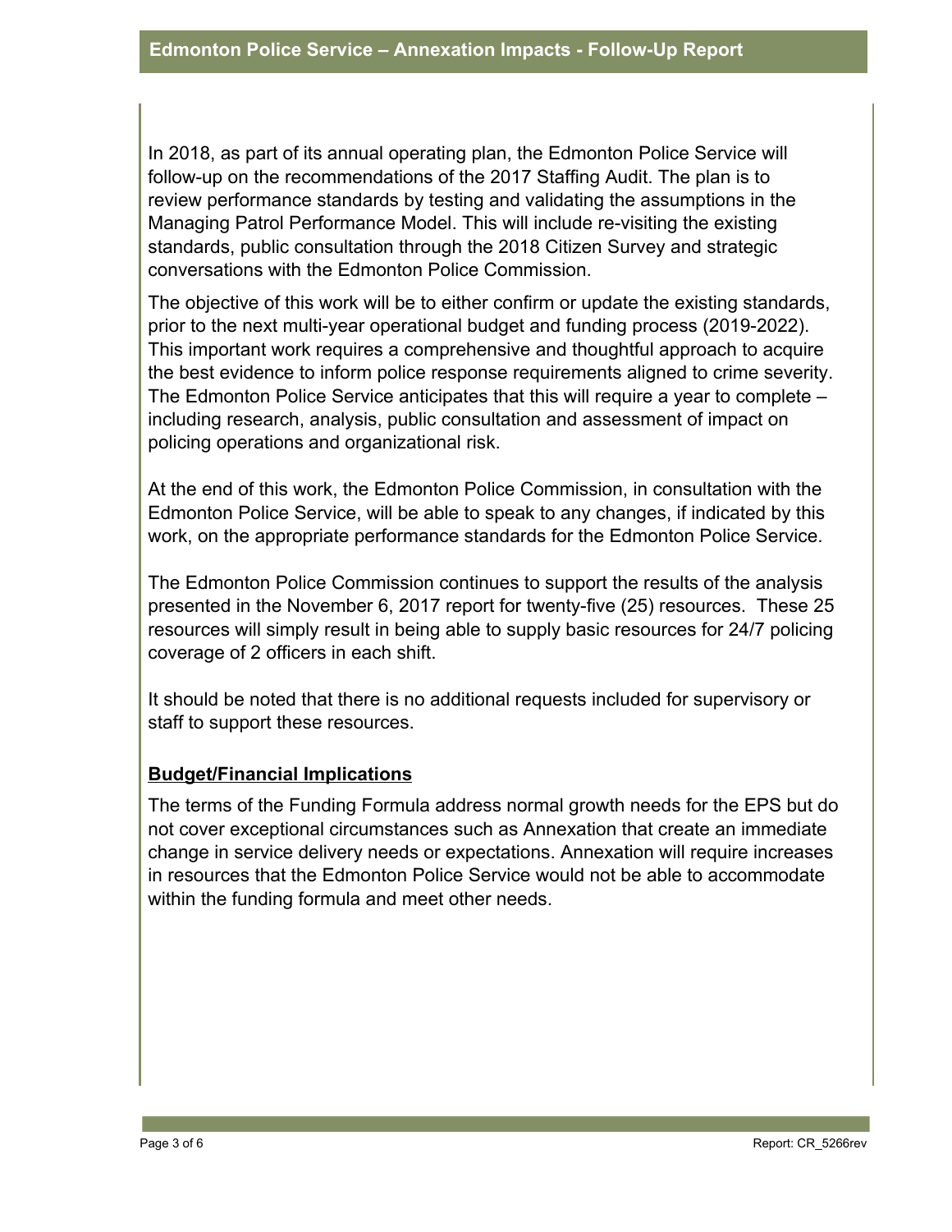In 2018, as part of its annual operating plan, the Edmonton Police Service will follow-up on the recommendations of the 2017 Staffing Audit. The plan is to review performance standards by testing and validating the assumptions in the Managing Patrol Performance Model. This will include re-visiting the existing standards, public consultation through the 2018 Citizen Survey and strategic conversations with the Edmonton Police Commission.

The objective of this work will be to either confirm or update the existing standards, prior to the next multi-year operational budget and funding process (2019-2022). This important work requires a comprehensive and thoughtful approach to acquire the best evidence to inform police response requirements aligned to crime severity. The Edmonton Police Service anticipates that this will require a year to complete – including research, analysis, public consultation and assessment of impact on policing operations and organizational risk.

At the end of this work, the Edmonton Police Commission, in consultation with the Edmonton Police Service, will be able to speak to any changes, if indicated by this work, on the appropriate performance standards for the Edmonton Police Service.

The Edmonton Police Commission continues to support the results of the analysis presented in the November 6, 2017 report for twenty-five (25) resources. These 25 resources will simply result in being able to supply basic resources for 24/7 policing coverage of 2 officers in each shift.

It should be noted that there is no additional requests included for supervisory or staff to support these resources.

## Budget/Financial Implications

The terms of the Funding Formula address normal growth needs for the EPS but do not cover exceptional circumstances such as Annexation that create an immediate change in service delivery needs or expectations. Annexation will require increases in resources that the Edmonton Police Service would not be able to accommodate within the funding formula and meet other needs.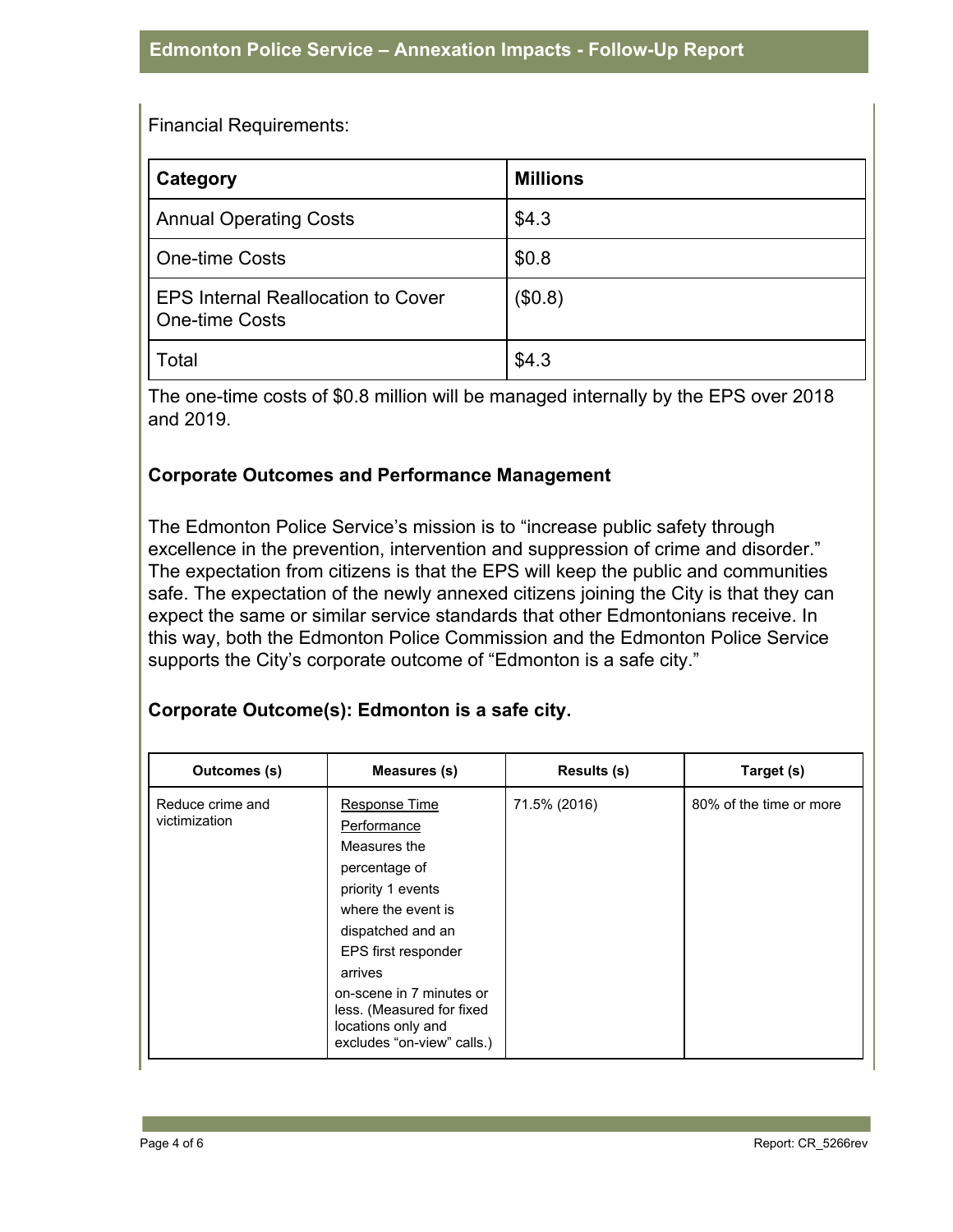Financial Requirements:

| Category | Millions |
| --- | --- |
| Annual Operating Costs | $4.3 |
| One-time Costs | $0.8 |
| EPS Internal Reallocation to Cover One-time Costs | ($0.8) |
| Total | $4.3 |

The one-time costs of $0.8 million will be managed internally by the EPS over 2018 and 2019.

**Corporate Outcomes and Performance Management**

The Edmonton Police Service's mission is to "increase public safety through excellence in the prevention, intervention and suppression of crime and disorder." The expectation from citizens is that the EPS will keep the public and communities safe. The expectation of the newly annexed citizens joining the City is that they can expect the same or similar service standards that other Edmontonians receive. In this way, both the Edmonton Police Commission and the Edmonton Police Service supports the City's corporate outcome of "Edmonton is a safe city."

**Corporate Outcome(s): Edmonton is a safe city.**

| Outcomes (s) | Measures (s) | Results (s) | Target (s) |
| --- | --- | --- | --- |
| Reduce crime and victimization | <u>Response Time Performance</u> Measures the percentage of priority 1 events where the event is dispatched and an EPS first responder arrives on-scene in 7 minutes or less. (Measured for fixed locations only and excludes "on-view" calls.) | 71.5% (2016) | 80% of the time or more |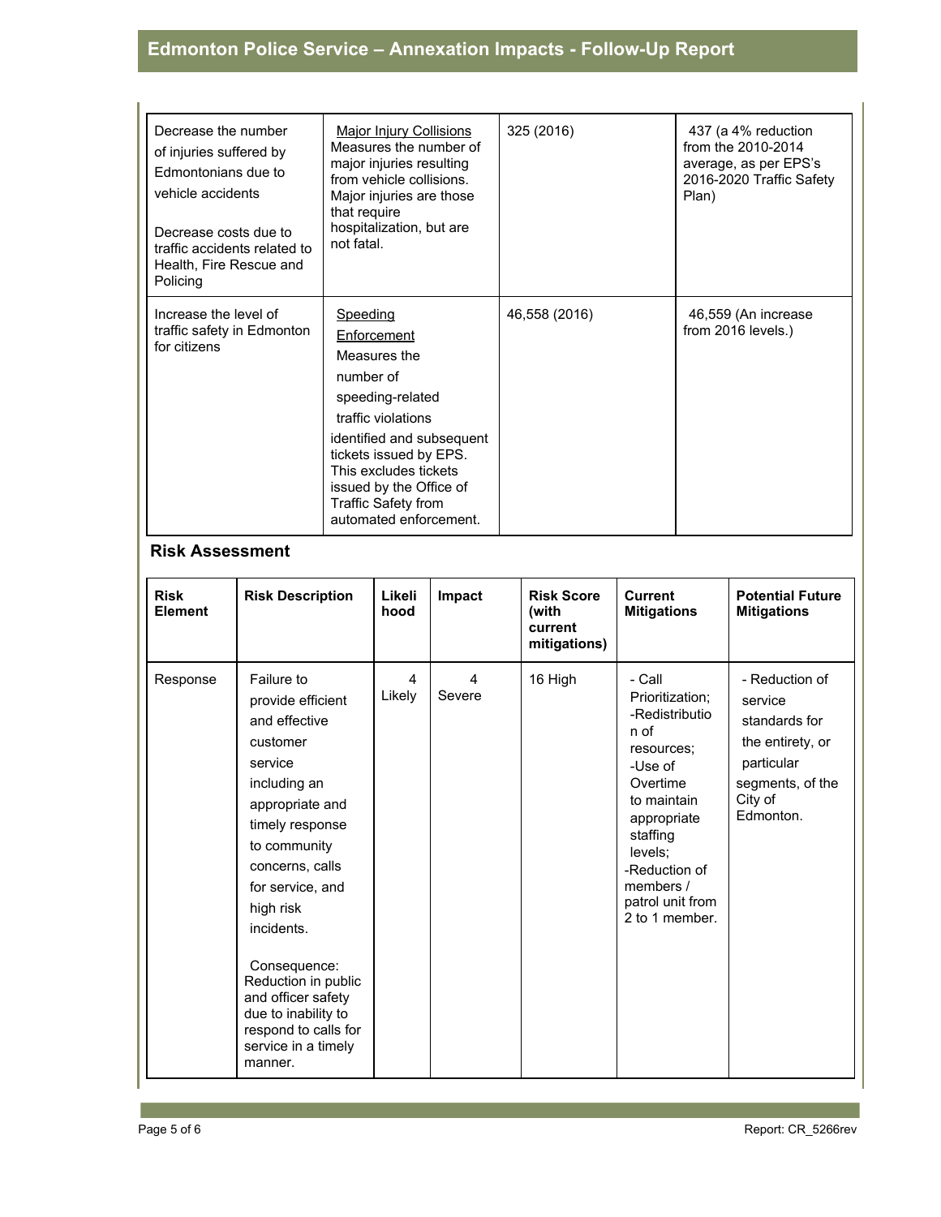| | | | |
|---|---|---|---|
| Decrease the number of injuries suffered by Edmontonians due to vehicle accidents<br><br>Decrease costs due to traffic accidents related to Health, Fire Rescue and Policing | Major Injury Collisions<br>Measures the number of major injuries resulting from vehicle collisions. Major injuries are those that require hospitalization, but are not fatal. | 325 (2016) | 437 (a 4% reduction from the 2010-2014 average, as per EPS's 2016-2020 Traffic Safety Plan) |
| Increase the level of traffic safety in Edmonton for citizens | Speeding Enforcement<br>Measures the number of speeding-related traffic violations identified and subsequent tickets issued by EPS. This excludes tickets issued by the Office of Traffic Safety from automated enforcement. | 46,558 (2016) | 46,559 (An increase from 2016 levels.) |

## Risk Assessment

| Risk Element | Risk Description | Likelihood | Impact | Risk Score (with current mitigations) | Current Mitigations | Potential Future Mitigations |
|---|---|---|---|---|---|---|
| Response | Failure to provide efficient and effective customer service including an appropriate and timely response to community concerns, calls for service, and high risk incidents.<br><br>Consequence: Reduction in public and officer safety due to inability to respond to calls for service in a timely manner. | 4 Likely | 4 Severe | 16 High | - Call Prioritization;<br>-Redistribution of resources;<br>-Use of Overtime to maintain appropriate staffing levels;<br>-Reduction of members / patrol unit from 2 to 1 member. | - Reduction of service standards for the entirety, or particular segments, of the City of Edmonton. |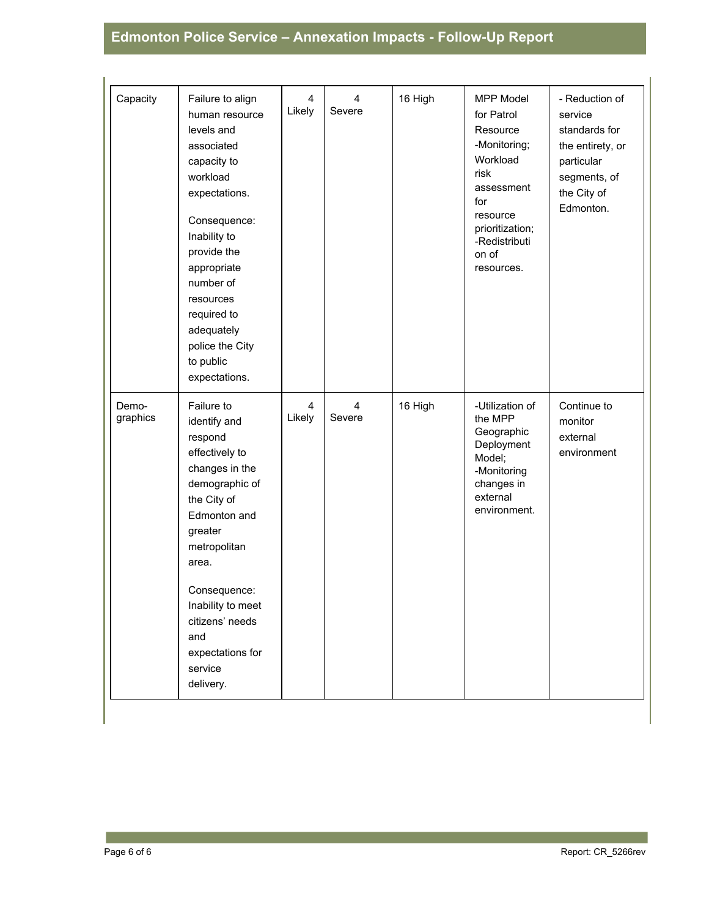| | | | | | | |
|---|---|---|---|---|---|---|
| Capacity | Failure to align human resource levels and associated capacity to workload expectations.<br><br>Consequence: Inability to provide the appropriate number of resources required to adequately police the City to public expectations. | 4 Likely | 4 Severe | 16 High | MPP Model for Patrol Resource -Monitoring; Workload risk assessment for resource prioritization; -Redistribution of resources. | - Reduction of service standards for the entirety, or particular segments, of the City of Edmonton. |
| Demo-graphics | Failure to identify and respond effectively to changes in the demographic of the City of Edmonton and greater metropolitan area.<br><br>Consequence: Inability to meet citizens' needs and expectations for service delivery. | 4 Likely | 4 Severe | 16 High | -Utilization of the MPP Geographic Deployment Model; -Monitoring changes in external environment. | Continue to monitor external environment |